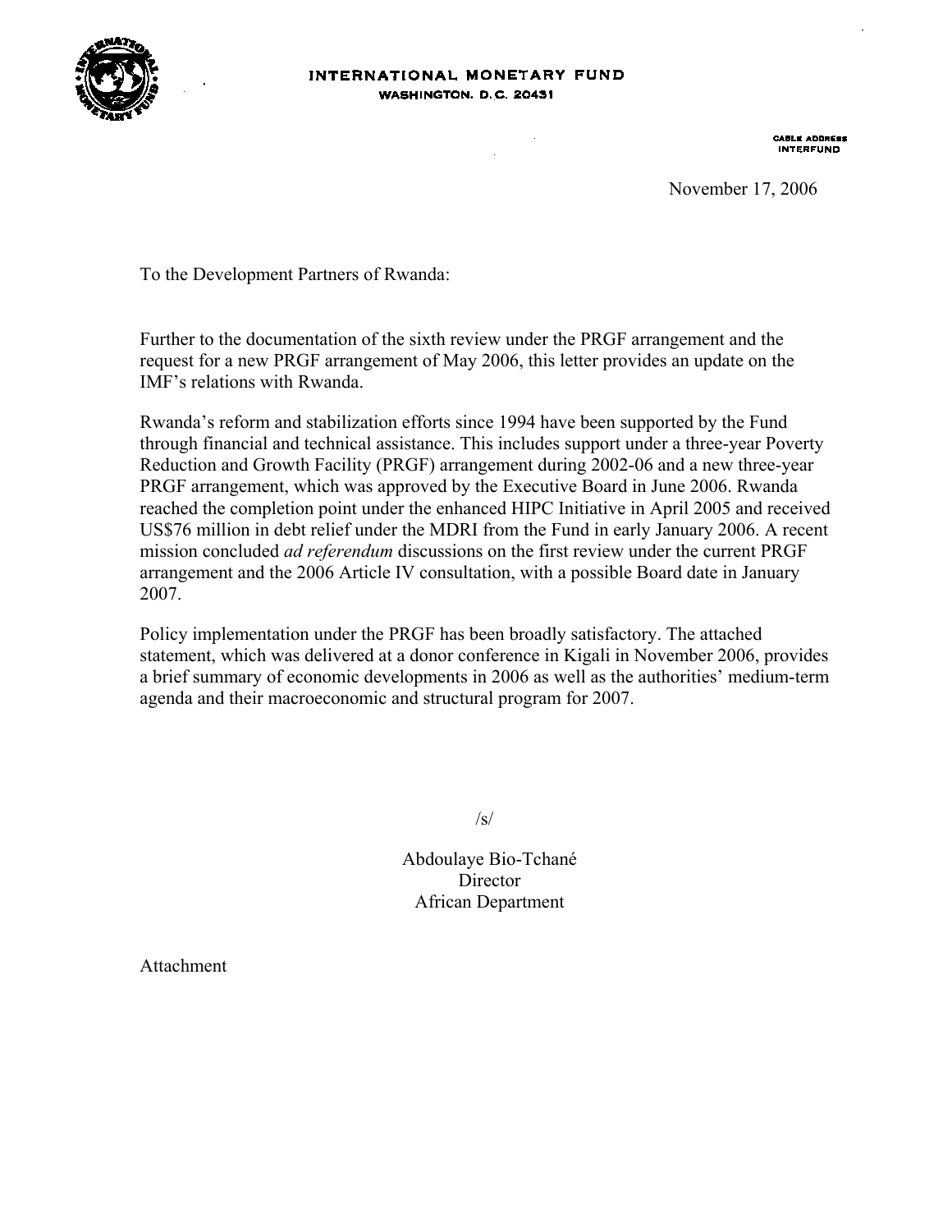INTERNATIONAL MONETARY FUND
WASHINGTON, D.C. 20431

CABLE ADDRESS
INTERFUND

November 17, 2006

To the Development Partners of Rwanda:

Further to the documentation of the sixth review under the PRGF arrangement and the request for a new PRGF arrangement of May 2006, this letter provides an update on the IMF's relations with Rwanda.

Rwanda's reform and stabilization efforts since 1994 have been supported by the Fund through financial and technical assistance. This includes support under a three-year Poverty Reduction and Growth Facility (PRGF) arrangement during 2002-06 and a new three-year PRGF arrangement, which was approved by the Executive Board in June 2006. Rwanda reached the completion point under the enhanced HIPC Initiative in April 2005 and received US$76 million in debt relief under the MDRI from the Fund in early January 2006. A recent mission concluded *ad referendum* discussions on the first review under the current PRGF arrangement and the 2006 Article IV consultation, with a possible Board date in January 2007.

Policy implementation under the PRGF has been broadly satisfactory. The attached statement, which was delivered at a donor conference in Kigali in November 2006, provides a brief summary of economic developments in 2006 as well as the authorities' medium-term agenda and their macroeconomic and structural program for 2007.

/s/

Abdoulaye Bio-Tchané
Director
African Department

Attachment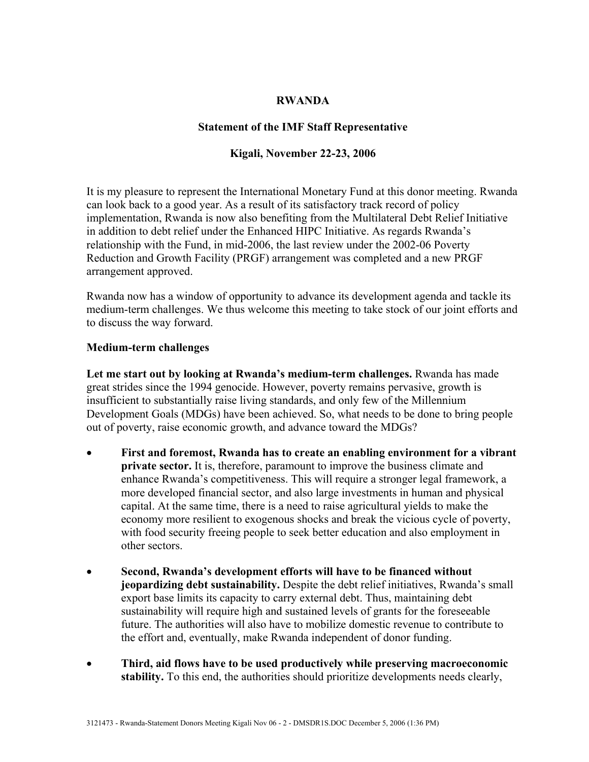# RWANDA

## Statement of the IMF Staff Representative

## Kigali, November 22-23, 2006

It is my pleasure to represent the International Monetary Fund at this donor meeting. Rwanda can look back to a good year. As a result of its satisfactory track record of policy implementation, Rwanda is now also benefiting from the Multilateral Debt Relief Initiative in addition to debt relief under the Enhanced HIPC Initiative. As regards Rwanda's relationship with the Fund, in mid-2006, the last review under the 2002-06 Poverty Reduction and Growth Facility (PRGF) arrangement was completed and a new PRGF arrangement approved.

Rwanda now has a window of opportunity to advance its development agenda and tackle its medium-term challenges. We thus welcome this meeting to take stock of our joint efforts and to discuss the way forward.

### Medium-term challenges

**Let me start out by looking at Rwanda's medium-term challenges.** Rwanda has made great strides since the 1994 genocide. However, poverty remains pervasive, growth is insufficient to substantially raise living standards, and only few of the Millennium Development Goals (MDGs) have been achieved. So, what needs to be done to bring people out of poverty, raise economic growth, and advance toward the MDGs?

- **First and foremost, Rwanda has to create an enabling environment for a vibrant private sector.** It is, therefore, paramount to improve the business climate and enhance Rwanda's competitiveness. This will require a stronger legal framework, a more developed financial sector, and also large investments in human and physical capital. At the same time, there is a need to raise agricultural yields to make the economy more resilient to exogenous shocks and break the vicious cycle of poverty, with food security freeing people to seek better education and also employment in other sectors.

- **Second, Rwanda's development efforts will have to be financed without jeopardizing debt sustainability.** Despite the debt relief initiatives, Rwanda's small export base limits its capacity to carry external debt. Thus, maintaining debt sustainability will require high and sustained levels of grants for the foreseeable future. The authorities will also have to mobilize domestic revenue to contribute to the effort and, eventually, make Rwanda independent of donor funding.

- **Third, aid flows have to be used productively while preserving macroeconomic stability.** To this end, the authorities should prioritize developments needs clearly,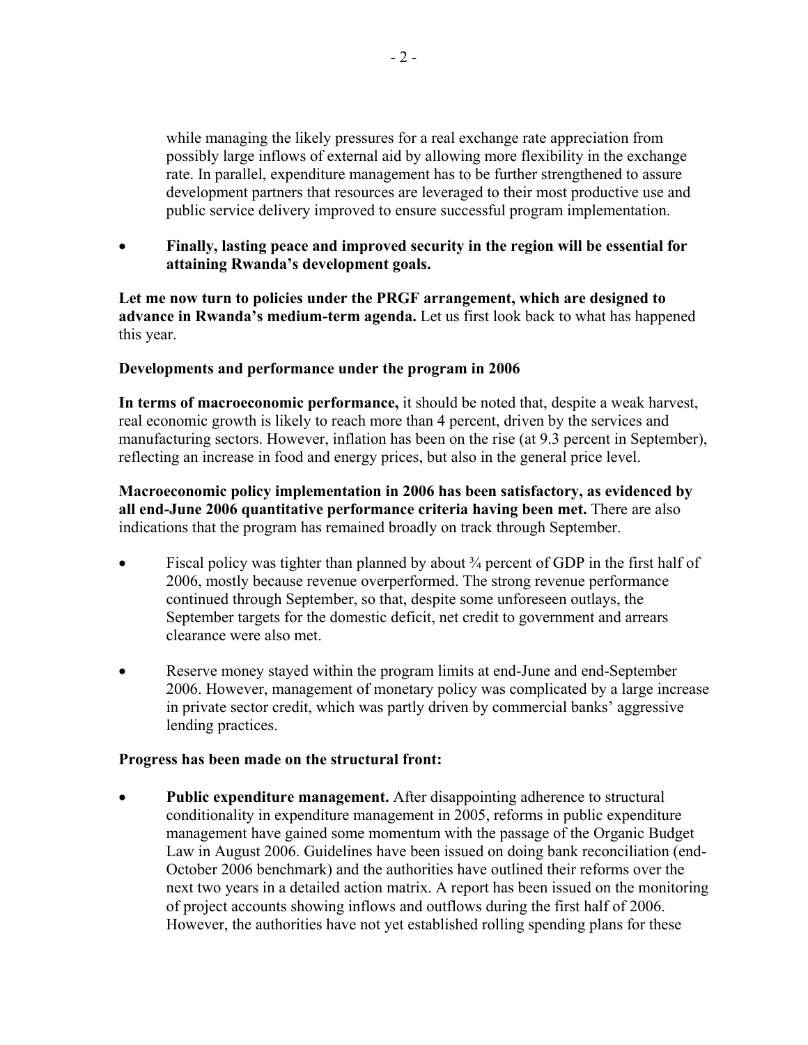while managing the likely pressures for a real exchange rate appreciation from possibly large inflows of external aid by allowing more flexibility in the exchange rate. In parallel, expenditure management has to be further strengthened to assure development partners that resources are leveraged to their most productive use and public service delivery improved to ensure successful program implementation.

- **Finally, lasting peace and improved security in the region will be essential for attaining Rwanda's development goals.**

**Let me now turn to policies under the PRGF arrangement, which are designed to advance in Rwanda's medium-term agenda.** Let us first look back to what has happened this year.

**Developments and performance under the program in 2006**

**In terms of macroeconomic performance,** it should be noted that, despite a weak harvest, real economic growth is likely to reach more than 4 percent, driven by the services and manufacturing sectors. However, inflation has been on the rise (at 9.3 percent in September), reflecting an increase in food and energy prices, but also in the general price level.

**Macroeconomic policy implementation in 2006 has been satisfactory, as evidenced by all end-June 2006 quantitative performance criteria having been met.** There are also indications that the program has remained broadly on track through September.

- Fiscal policy was tighter than planned by about ¾ percent of GDP in the first half of 2006, mostly because revenue overperformed. The strong revenue performance continued through September, so that, despite some unforeseen outlays, the September targets for the domestic deficit, net credit to government and arrears clearance were also met.

- Reserve money stayed within the program limits at end-June and end-September 2006. However, management of monetary policy was complicated by a large increase in private sector credit, which was partly driven by commercial banks' aggressive lending practices.

**Progress has been made on the structural front:**

- **Public expenditure management.** After disappointing adherence to structural conditionality in expenditure management in 2005, reforms in public expenditure management have gained some momentum with the passage of the Organic Budget Law in August 2006. Guidelines have been issued on doing bank reconciliation (end-October 2006 benchmark) and the authorities have outlined their reforms over the next two years in a detailed action matrix. A report has been issued on the monitoring of project accounts showing inflows and outflows during the first half of 2006. However, the authorities have not yet established rolling spending plans for these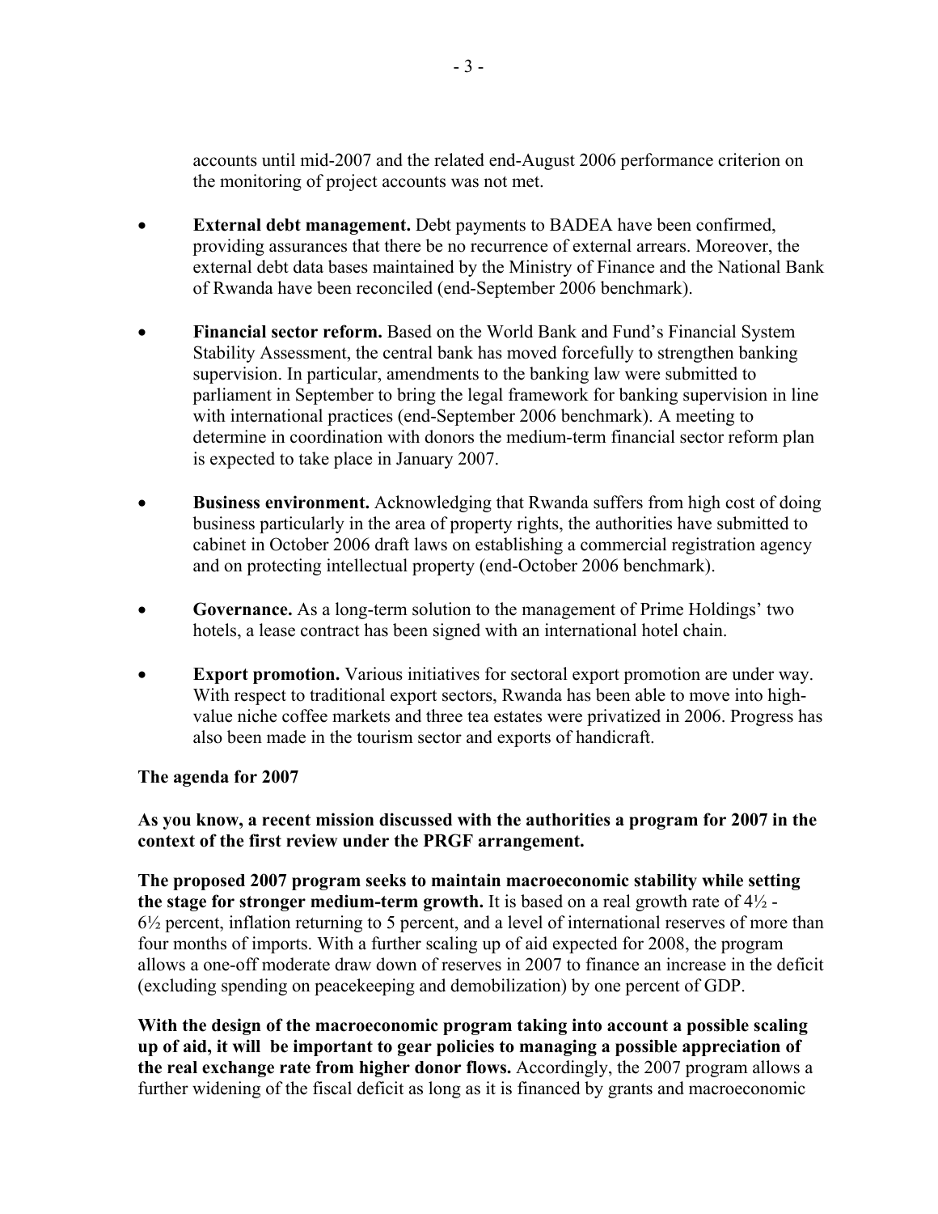accounts until mid-2007 and the related end-August 2006 performance criterion on the monitoring of project accounts was not met.

- **External debt management.** Debt payments to BADEA have been confirmed, providing assurances that there be no recurrence of external arrears. Moreover, the external debt data bases maintained by the Ministry of Finance and the National Bank of Rwanda have been reconciled (end-September 2006 benchmark).

- **Financial sector reform.** Based on the World Bank and Fund's Financial System Stability Assessment, the central bank has moved forcefully to strengthen banking supervision. In particular, amendments to the banking law were submitted to parliament in September to bring the legal framework for banking supervision in line with international practices (end-September 2006 benchmark). A meeting to determine in coordination with donors the medium-term financial sector reform plan is expected to take place in January 2007.

- **Business environment.** Acknowledging that Rwanda suffers from high cost of doing business particularly in the area of property rights, the authorities have submitted to cabinet in October 2006 draft laws on establishing a commercial registration agency and on protecting intellectual property (end-October 2006 benchmark).

- **Governance.** As a long-term solution to the management of Prime Holdings' two hotels, a lease contract has been signed with an international hotel chain.

- **Export promotion.** Various initiatives for sectoral export promotion are under way. With respect to traditional export sectors, Rwanda has been able to move into high-value niche coffee markets and three tea estates were privatized in 2006. Progress has also been made in the tourism sector and exports of handicraft.

**The agenda for 2007**

**As you know, a recent mission discussed with the authorities a program for 2007 in the context of the first review under the PRGF arrangement.**

**The proposed 2007 program seeks to maintain macroeconomic stability while setting the stage for stronger medium-term growth.** It is based on a real growth rate of 4½ - 6½ percent, inflation returning to 5 percent, and a level of international reserves of more than four months of imports. With a further scaling up of aid expected for 2008, the program allows a one-off moderate draw down of reserves in 2007 to finance an increase in the deficit (excluding spending on peacekeeping and demobilization) by one percent of GDP.

**With the design of the macroeconomic program taking into account a possible scaling up of aid, it will be important to gear policies to managing a possible appreciation of the real exchange rate from higher donor flows.** Accordingly, the 2007 program allows a further widening of the fiscal deficit as long as it is financed by grants and macroeconomic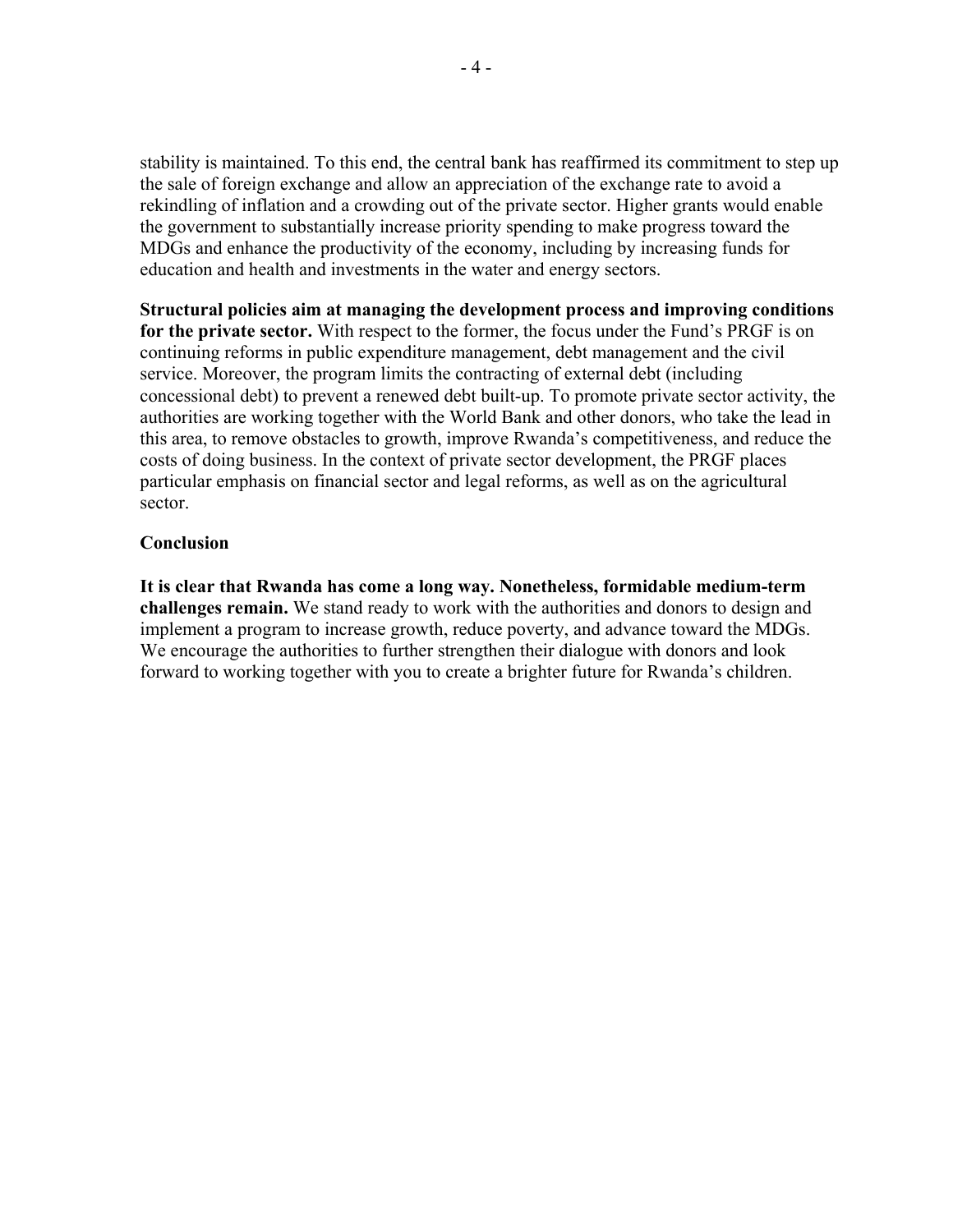stability is maintained. To this end, the central bank has reaffirmed its commitment to step up the sale of foreign exchange and allow an appreciation of the exchange rate to avoid a rekindling of inflation and a crowding out of the private sector. Higher grants would enable the government to substantially increase priority spending to make progress toward the MDGs and enhance the productivity of the economy, including by increasing funds for education and health and investments in the water and energy sectors.

**Structural policies aim at managing the development process and improving conditions for the private sector.** With respect to the former, the focus under the Fund's PRGF is on continuing reforms in public expenditure management, debt management and the civil service. Moreover, the program limits the contracting of external debt (including concessional debt) to prevent a renewed debt built-up. To promote private sector activity, the authorities are working together with the World Bank and other donors, who take the lead in this area, to remove obstacles to growth, improve Rwanda's competitiveness, and reduce the costs of doing business. In the context of private sector development, the PRGF places particular emphasis on financial sector and legal reforms, as well as on the agricultural sector.

**Conclusion**

**It is clear that Rwanda has come a long way. Nonetheless, formidable medium-term challenges remain.** We stand ready to work with the authorities and donors to design and implement a program to increase growth, reduce poverty, and advance toward the MDGs. We encourage the authorities to further strengthen their dialogue with donors and look forward to working together with you to create a brighter future for Rwanda's children.